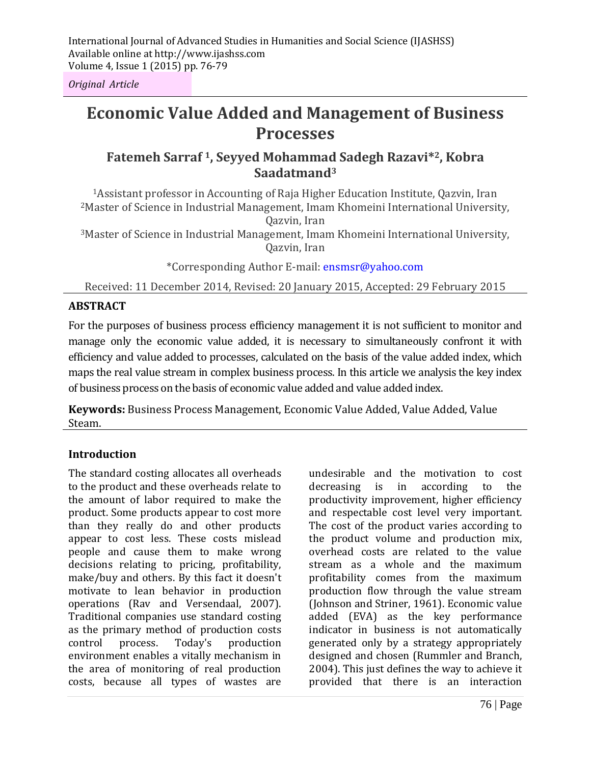International Journal of Advanced Studies in Humanities and Social Science (IJASHSS)
Available online at http://www.ijashss.com
Volume 4, Issue 1 (2015) pp. 76-79

*Original Article*

# Economic Value Added and Management of Business Processes

**Fatemeh Sarraf [1], Seyyed Mohammad Sadegh Razavi*[2], Kobra Saadatmand[3]**

[1]Assistant professor in Accounting of Raja Higher Education Institute, Qazvin, Iran
[2]Master of Science in Industrial Management, Imam Khomeini International University, Qazvin, Iran
[3]Master of Science in Industrial Management, Imam Khomeini International University, Qazvin, Iran

*Corresponding Author E-mail: ensmsr@yahoo.com

Received: 11 December 2014, Revised: 20 January 2015, Accepted: 29 February 2015

## ABSTRACT

For the purposes of business process efficiency management it is not sufficient to monitor and manage only the economic value added, it is necessary to simultaneously confront it with efficiency and value added to processes, calculated on the basis of the value added index, which maps the real value stream in complex business process. In this article we analysis the key index of business process on the basis of economic value added and value added index.

**Keywords:** Business Process Management, Economic Value Added, Value Added, Value Steam.

## Introduction

The standard costing allocates all overheads to the product and these overheads relate to the amount of labor required to make the product. Some products appear to cost more than they really do and other products appear to cost less. These costs mislead people and cause them to make wrong decisions relating to pricing, profitability, make/buy and others. By this fact it doesn't motivate to lean behavior in production operations (Rav and Versendaal, 2007). Traditional companies use standard costing as the primary method of production costs control process. Today's production environment enables a vitally mechanism in the area of monitoring of real production costs, because all types of wastes are undesirable and the motivation to cost decreasing is in according to the productivity improvement, higher efficiency and respectable cost level very important. The cost of the product varies according to the product volume and production mix, overhead costs are related to the value stream as a whole and the maximum profitability comes from the maximum production flow through the value stream (Johnson and Striner, 1961). Economic value added (EVA) as the key performance indicator in business is not automatically generated only by a strategy appropriately designed and chosen (Rummler and Branch, 2004). This just defines the way to achieve it provided that there is an interaction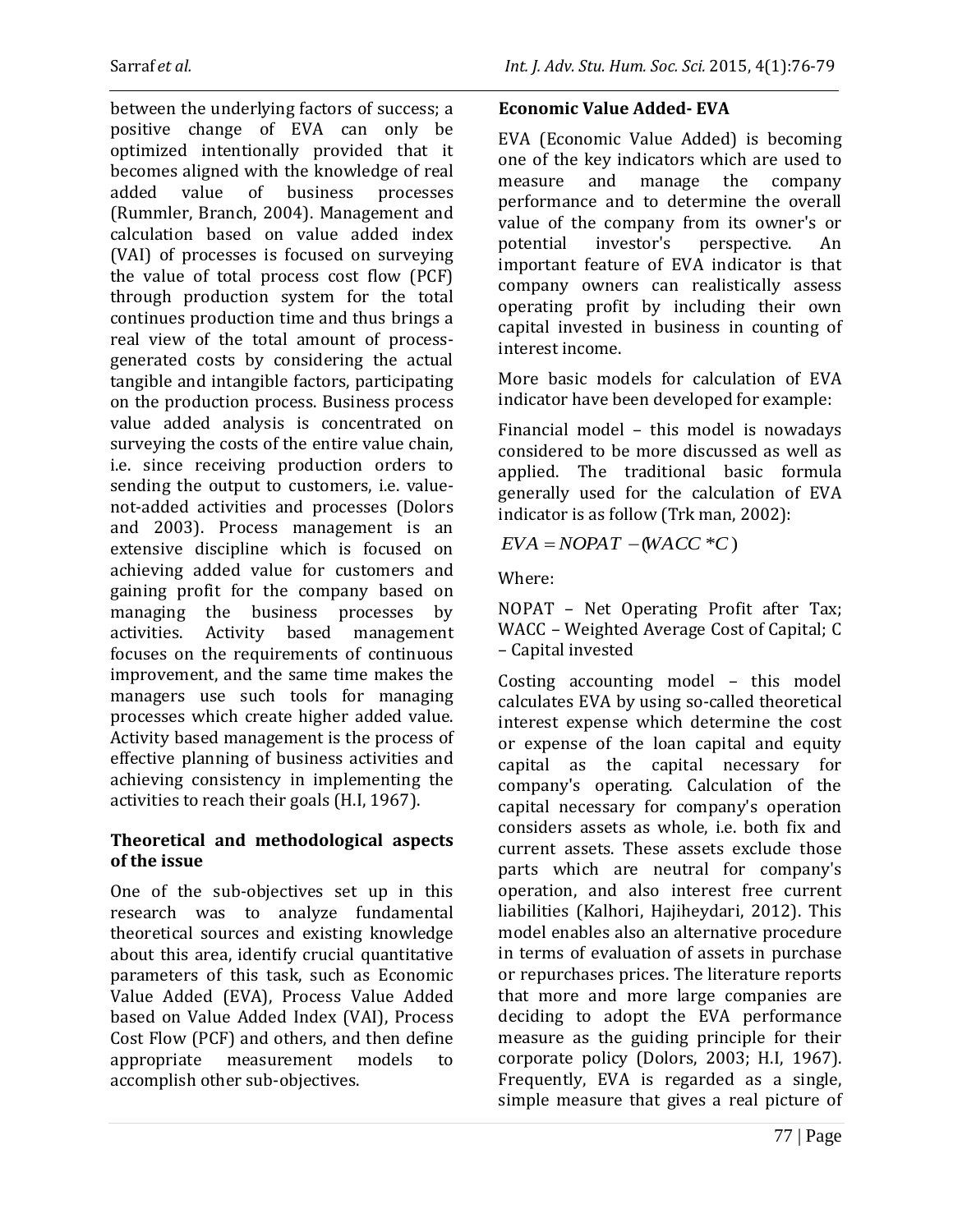between the underlying factors of success; a positive change of EVA can only be optimized intentionally provided that it becomes aligned with the knowledge of real added value of business processes (Rummler, Branch, 2004). Management and calculation based on value added index (VAI) of processes is focused on surveying the value of total process cost flow (PCF) through production system for the total continues production time and thus brings a real view of the total amount of process-generated costs by considering the actual tangible and intangible factors, participating on the production process. Business process value added analysis is concentrated on surveying the costs of the entire value chain, i.e. since receiving production orders to sending the output to customers, i.e. value-not-added activities and processes (Dolors and 2003). Process management is an extensive discipline which is focused on achieving added value for customers and gaining profit for the company based on managing the business processes by activities. Activity based management focuses on the requirements of continuous improvement, and the same time makes the managers use such tools for managing processes which create higher added value. Activity based management is the process of effective planning of business activities and achieving consistency in implementing the activities to reach their goals (H.I, 1967).

### Theoretical and methodological aspects of the issue

One of the sub-objectives set up in this research was to analyze fundamental theoretical sources and existing knowledge about this area, identify crucial quantitative parameters of this task, such as Economic Value Added (EVA), Process Value Added based on Value Added Index (VAI), Process Cost Flow (PCF) and others, and then define appropriate measurement models to accomplish other sub-objectives.

### Economic Value Added- EVA

EVA (Economic Value Added) is becoming one of the key indicators which are used to measure and manage the company performance and to determine the overall value of the company from its owner's or potential investor's perspective. An important feature of EVA indicator is that company owners can realistically assess operating profit by including their own capital invested in business in counting of interest income.

More basic models for calculation of EVA indicator have been developed for example:

Financial model – this model is nowadays considered to be more discussed as well as applied. The traditional basic formula generally used for the calculation of EVA indicator is as follow (Trk man, 2002):

$$EVA = NOPAT - (WACC * C)$$

Where:

NOPAT – Net Operating Profit after Tax; WACC – Weighted Average Cost of Capital; C – Capital invested

Costing accounting model – this model calculates EVA by using so-called theoretical interest expense which determine the cost or expense of the loan capital and equity capital as the capital necessary for company's operating. Calculation of the capital necessary for company's operation considers assets as whole, i.e. both fix and current assets. These assets exclude those parts which are neutral for company's operation, and also interest free current liabilities (Kalhori, Hajiheydari, 2012). This model enables also an alternative procedure in terms of evaluation of assets in purchase or repurchases prices. The literature reports that more and more large companies are deciding to adopt the EVA performance measure as the guiding principle for their corporate policy (Dolors, 2003; H.I, 1967). Frequently, EVA is regarded as a single, simple measure that gives a real picture of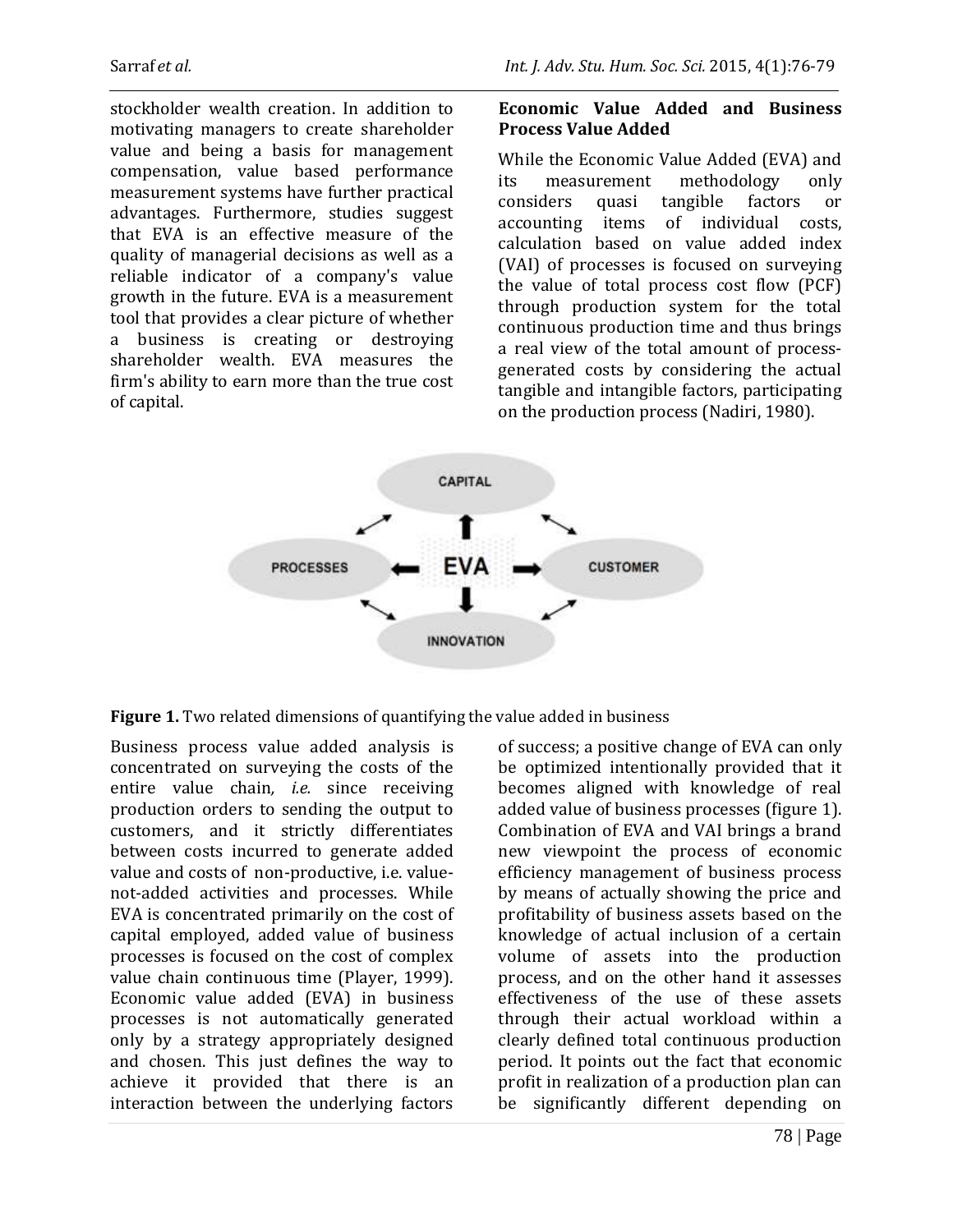stockholder wealth creation. In addition to motivating managers to create shareholder value and being a basis for management compensation, value based performance measurement systems have further practical advantages. Furthermore, studies suggest that EVA is an effective measure of the quality of managerial decisions as well as a reliable indicator of a company's value growth in the future. EVA is a measurement tool that provides a clear picture of whether a business is creating or destroying shareholder wealth. EVA measures the firm's ability to earn more than the true cost of capital.

### Economic Value Added and Business Process Value Added

While the Economic Value Added (EVA) and its measurement methodology only considers quasi tangible factors or accounting items of individual costs, calculation based on value added index (VAI) of processes is focused on surveying the value of total process cost flow (PCF) through production system for the total continuous production time and thus brings a real view of the total amount of process-generated costs by considering the actual tangible and intangible factors, participating on the production process (Nadiri, 1980).

**Figure 1.** Two related dimensions of quantifying the value added in business

Business process value added analysis is concentrated on surveying the costs of the entire value chain, *i.e.* since receiving production orders to sending the output to customers, and it strictly differentiates between costs incurred to generate added value and costs of non-productive, i.e. value-not-added activities and processes. While EVA is concentrated primarily on the cost of capital employed, added value of business processes is focused on the cost of complex value chain continuous time (Player, 1999). Economic value added (EVA) in business processes is not automatically generated only by a strategy appropriately designed and chosen. This just defines the way to achieve it provided that there is an interaction between the underlying factors of success; a positive change of EVA can only be optimized intentionally provided that it becomes aligned with knowledge of real added value of business processes (figure 1). Combination of EVA and VAI brings a brand new viewpoint the process of economic efficiency management of business process by means of actually showing the price and profitability of business assets based on the knowledge of actual inclusion of a certain volume of assets into the production process, and on the other hand it assesses effectiveness of the use of these assets through their actual workload within a clearly defined total continuous production period. It points out the fact that economic profit in realization of a production plan can be significantly different depending on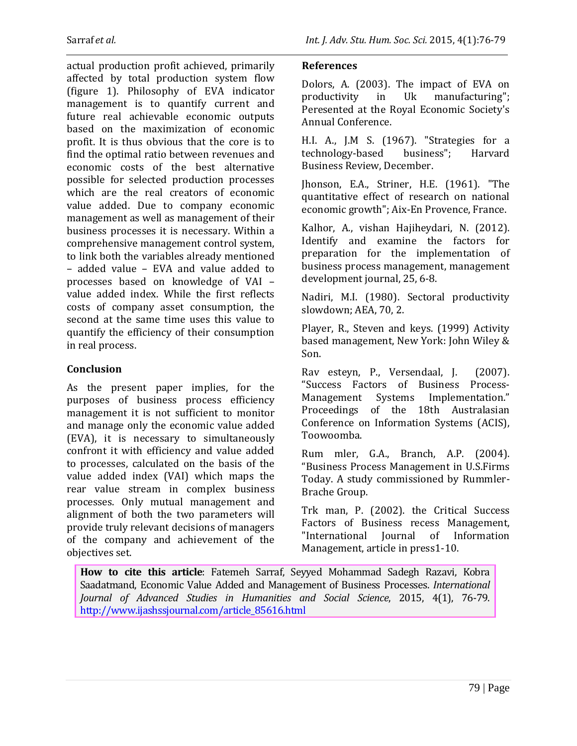actual production profit achieved, primarily affected by total production system flow (figure 1). Philosophy of EVA indicator management is to quantify current and future real achievable economic outputs based on the maximization of economic profit. It is thus obvious that the core is to find the optimal ratio between revenues and economic costs of the best alternative possible for selected production processes which are the real creators of economic value added. Due to company economic management as well as management of their business processes it is necessary. Within a comprehensive management control system, to link both the variables already mentioned – added value – EVA and value added to processes based on knowledge of VAI – value added index. While the first reflects costs of company asset consumption, the second at the same time uses this value to quantify the efficiency of their consumption in real process.

## Conclusion

As the present paper implies, for the purposes of business process efficiency management it is not sufficient to monitor and manage only the economic value added (EVA), it is necessary to simultaneously confront it with efficiency and value added to processes, calculated on the basis of the value added index (VAI) which maps the rear value stream in complex business processes. Only mutual management and alignment of both the two parameters will provide truly relevant decisions of managers of the company and achievement of the objectives set.

## References

Dolors, A. (2003). The impact of EVA on productivity in Uk manufacturing"; Peresented at the Royal Economic Society's Annual Conference.

H.I. A., J.M S. (1967). "Strategies for a technology-based business"; Harvard Business Review, December.

Jhonson, E.A., Striner, H.E. (1961). "The quantitative effect of research on national economic growth"; Aix-En Provence, France.

Kalhor, A., vishan Hajiheydari, N. (2012). Identify and examine the factors for preparation for the implementation of business process management, management development journal, 25, 6-8.

Nadiri, M.I. (1980). Sectoral productivity slowdown; AEA, 70, 2.

Player, R., Steven and keys. (1999) Activity based management, New York: John Wiley & Son.

Rav esteyn, P., Versendaal, J. (2007). "Success Factors of Business Process-Management Systems Implementation." Proceedings of the 18th Australasian Conference on Information Systems (ACIS), Toowoomba.

Rum mler, G.A., Branch, A.P. (2004). "Business Process Management in U.S.Firms Today. A study commissioned by Rummler-Brache Group.

Trk man, P. (2002). the Critical Success Factors of Business recess Management, "International Journal of Information Management, article in press1-10.

**How to cite this article**: Fatemeh Sarraf, Seyyed Mohammad Sadegh Razavi, Kobra Saadatmand, Economic Value Added and Management of Business Processes. *International Journal of Advanced Studies in Humanities and Social Science*, 2015, 4(1), 76-79. http://www.ijashssjournal.com/article_85616.html